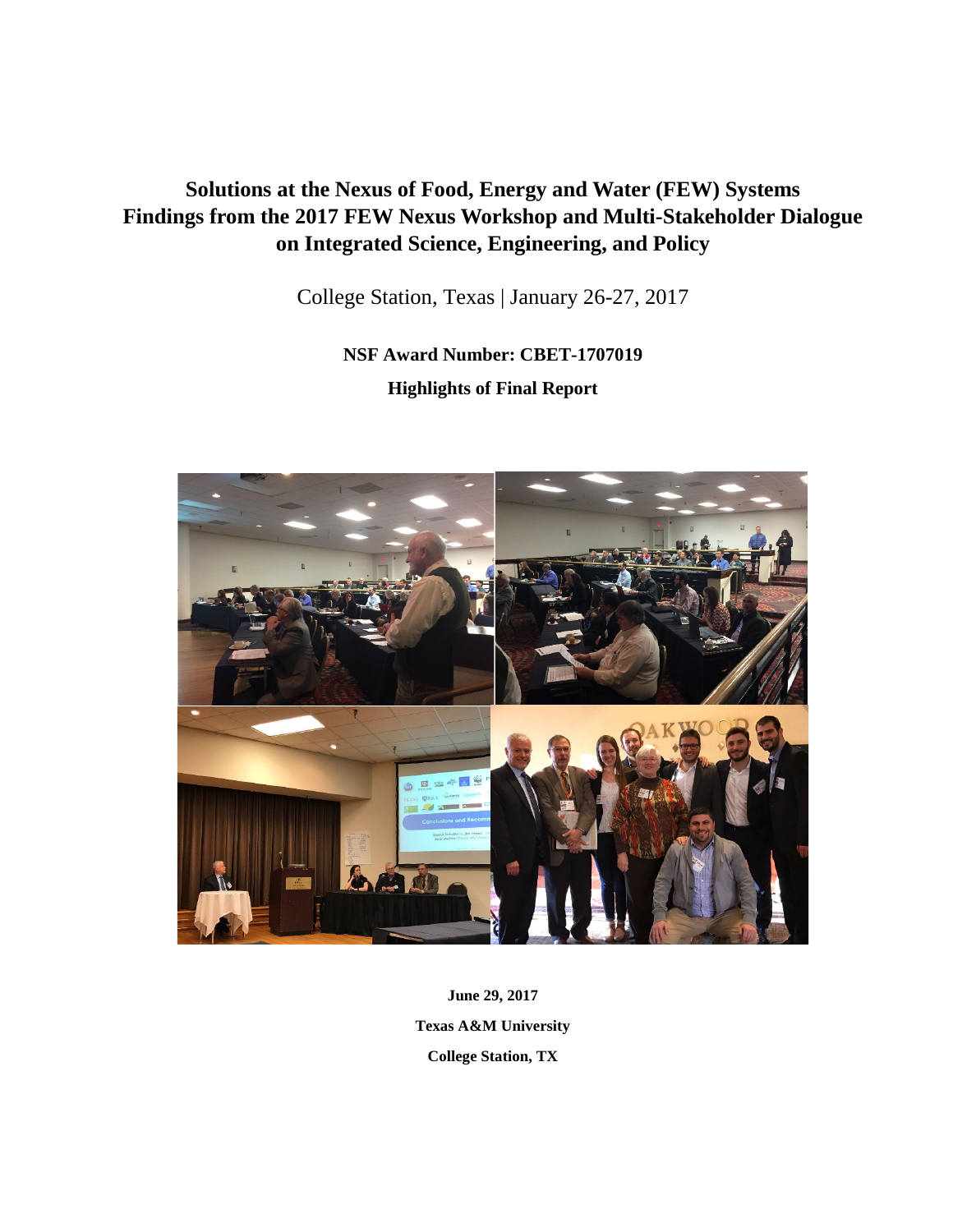# Solutions at the Nexus of Food, Energy and Water (FEW) Systems Findings from the 2017 FEW Nexus Workshop and Multi-Stakeholder Dialogue on Integrated Science, Engineering, and Policy

College Station, Texas | January 26-27, 2017

**NSF Award Number: CBET-1707019**

**Highlights of Final Report**

**June 29, 2017**

**Texas A&M University**

**College Station, TX**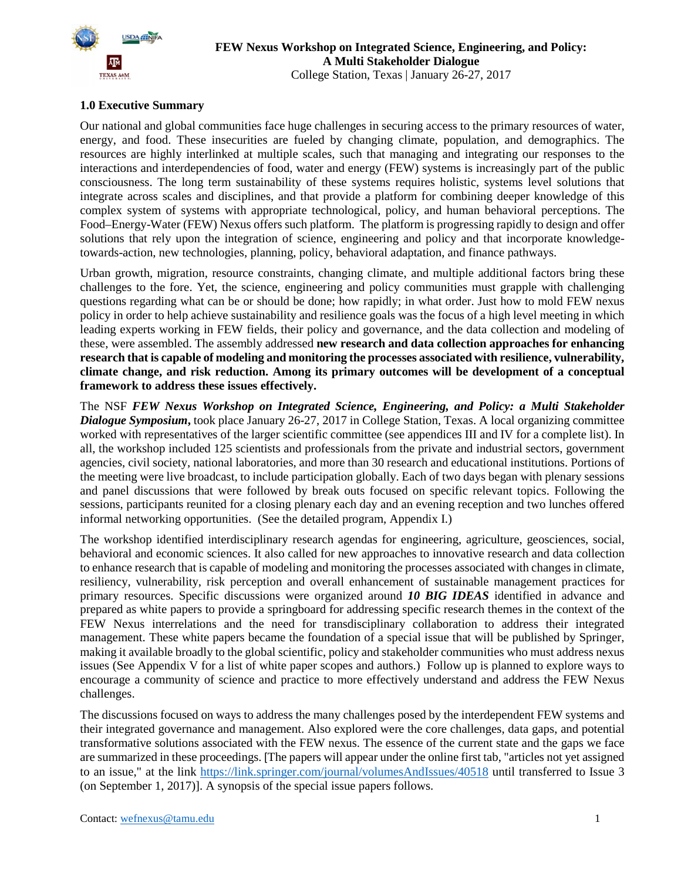## 1.0 Executive Summary

Our national and global communities face huge challenges in securing access to the primary resources of water, energy, and food. These insecurities are fueled by changing climate, population, and demographics. The resources are highly interlinked at multiple scales, such that managing and integrating our responses to the interactions and interdependencies of food, water and energy (FEW) systems is increasingly part of the public consciousness. The long term sustainability of these systems requires holistic, systems level solutions that integrate across scales and disciplines, and that provide a platform for combining deeper knowledge of this complex system of systems with appropriate technological, policy, and human behavioral perceptions. The Food–Energy-Water (FEW) Nexus offers such platform. The platform is progressing rapidly to design and offer solutions that rely upon the integration of science, engineering and policy and that incorporate knowledge-towards-action, new technologies, planning, policy, behavioral adaptation, and finance pathways.

Urban growth, migration, resource constraints, changing climate, and multiple additional factors bring these challenges to the fore. Yet, the science, engineering and policy communities must grapple with challenging questions regarding what can be or should be done; how rapidly; in what order. Just how to mold FEW nexus policy in order to help achieve sustainability and resilience goals was the focus of a high level meeting in which leading experts working in FEW fields, their policy and governance, and the data collection and modeling of these, were assembled. The assembly addressed **new research and data collection approaches for enhancing research that is capable of modeling and monitoring the processes associated with resilience, vulnerability, climate change, and risk reduction. Among its primary outcomes will be development of a conceptual framework to address these issues effectively.**

The NSF ***FEW Nexus Workshop on Integrated Science, Engineering, and Policy: a Multi Stakeholder Dialogue Symposium,*** took place January 26-27, 2017 in College Station, Texas. A local organizing committee worked with representatives of the larger scientific committee (see appendices III and IV for a complete list). In all, the workshop included 125 scientists and professionals from the private and industrial sectors, government agencies, civil society, national laboratories, and more than 30 research and educational institutions. Portions of the meeting were live broadcast, to include participation globally. Each of two days began with plenary sessions and panel discussions that were followed by break outs focused on specific relevant topics. Following the sessions, participants reunited for a closing plenary each day and an evening reception and two lunches offered informal networking opportunities. (See the detailed program, Appendix I.)

The workshop identified interdisciplinary research agendas for engineering, agriculture, geosciences, social, behavioral and economic sciences. It also called for new approaches to innovative research and data collection to enhance research that is capable of modeling and monitoring the processes associated with changes in climate, resiliency, vulnerability, risk perception and overall enhancement of sustainable management practices for primary resources. Specific discussions were organized around ***10 BIG IDEAS*** identified in advance and prepared as white papers to provide a springboard for addressing specific research themes in the context of the FEW Nexus interrelations and the need for transdisciplinary collaboration to address their integrated management. These white papers became the foundation of a special issue that will be published by Springer, making it available broadly to the global scientific, policy and stakeholder communities who must address nexus issues (See Appendix V for a list of white paper scopes and authors.) Follow up is planned to explore ways to encourage a community of science and practice to more effectively understand and address the FEW Nexus challenges.

The discussions focused on ways to address the many challenges posed by the interdependent FEW systems and their integrated governance and management. Also explored were the core challenges, data gaps, and potential transformative solutions associated with the FEW nexus. The essence of the current state and the gaps we face are summarized in these proceedings. [The papers will appear under the online first tab, "articles not yet assigned to an issue," at the link https://link.springer.com/journal/volumesAndIssues/40518 until transferred to Issue 3 (on September 1, 2017)]. A synopsis of the special issue papers follows.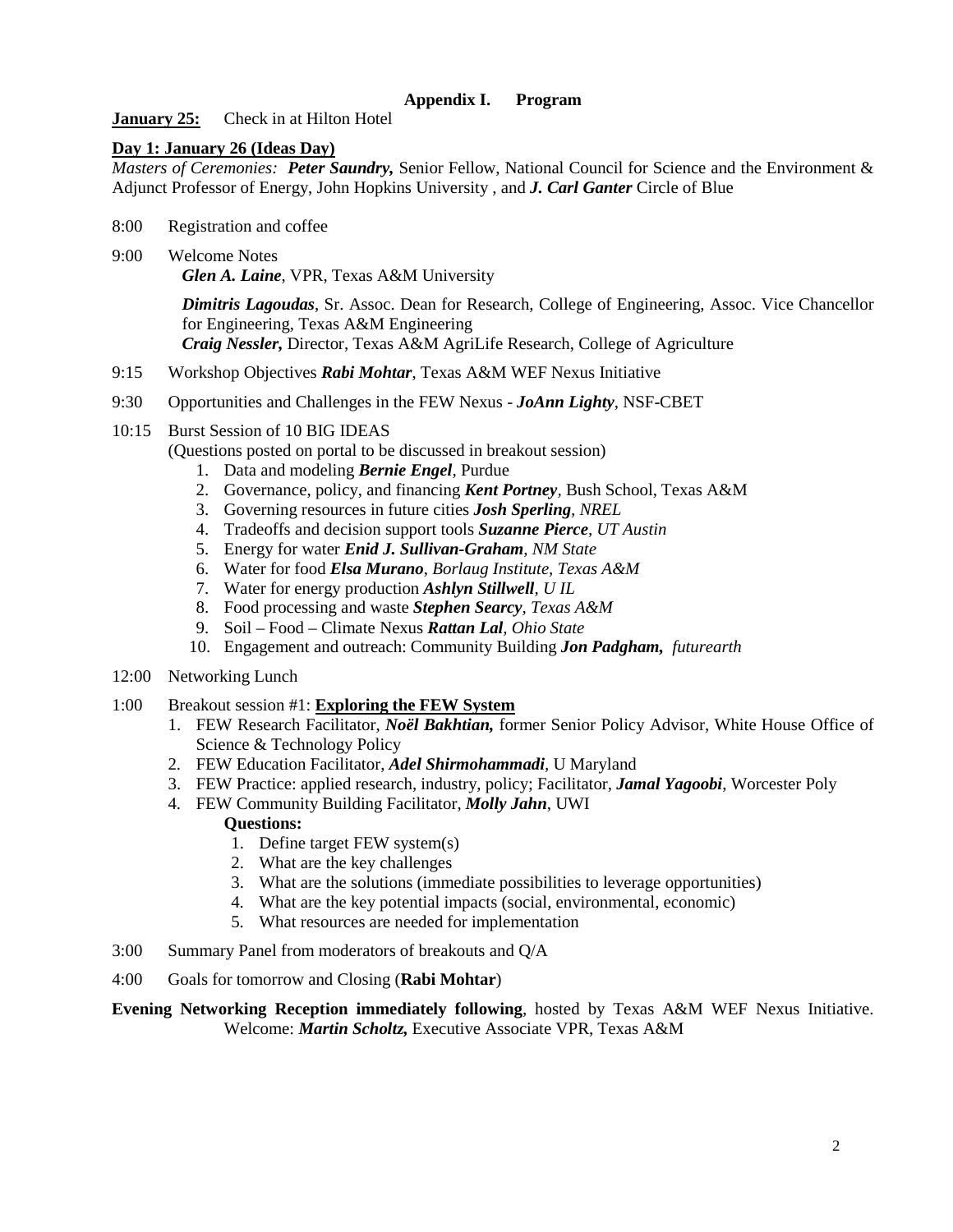## Appendix I. Program

**January 25:** Check in at Hilton Hotel

**Day 1: January 26 (Ideas Day)**

*Masters of Ceremonies:* ***Peter Saundry,*** Senior Fellow, National Council for Science and the Environment & Adjunct Professor of Energy, John Hopkins University , and ***J. Carl Ganter*** Circle of Blue

8:00 Registration and coffee

9:00 Welcome Notes

***Glen A. Laine***, VPR, Texas A&M University

***Dimitris Lagoudas***, Sr. Assoc. Dean for Research, College of Engineering, Assoc. Vice Chancellor for Engineering, Texas A&M Engineering

***Craig Nessler,*** Director, Texas A&M AgriLife Research, College of Agriculture

9:15 Workshop Objectives ***Rabi Mohtar***, Texas A&M WEF Nexus Initiative

9:30 Opportunities and Challenges in the FEW Nexus - ***JoAnn Lighty***, NSF-CBET

10:15 Burst Session of 10 BIG IDEAS

(Questions posted on portal to be discussed in breakout session)

1. Data and modeling ***Bernie Engel***, Purdue
2. Governance, policy, and financing ***Kent Portney***, Bush School, Texas A&M
3. Governing resources in future cities ***Josh Sperling***, *NREL*
4. Tradeoffs and decision support tools ***Suzanne Pierce***, *UT Austin*
5. Energy for water ***Enid J. Sullivan-Graham***, *NM State*
6. Water for food ***Elsa Murano***, *Borlaug Institute, Texas A&M*
7. Water for energy production ***Ashlyn Stillwell***, *U IL*
8. Food processing and waste ***Stephen Searcy***, *Texas A&M*
9. Soil – Food – Climate Nexus ***Rattan Lal***, *Ohio State*
10. Engagement and outreach: Community Building ***Jon Padgham,*** *futurearth*

12:00 Networking Lunch

1:00 Breakout session #1: **Exploring the FEW System**

1. FEW Research Facilitator, ***Noël Bakhtian,*** former Senior Policy Advisor, White House Office of Science & Technology Policy
2. FEW Education Facilitator, ***Adel Shirmohammadi***, U Maryland
3. FEW Practice: applied research, industry, policy; Facilitator, ***Jamal Yagoobi***, Worcester Poly
4. FEW Community Building Facilitator, ***Molly Jahn***, UWI

**Questions:**

1. Define target FEW system(s)
2. What are the key challenges
3. What are the solutions (immediate possibilities to leverage opportunities)
4. What are the key potential impacts (social, environmental, economic)
5. What resources are needed for implementation

3:00 Summary Panel from moderators of breakouts and Q/A

4:00 Goals for tomorrow and Closing (**Rabi Mohtar**)

**Evening Networking Reception immediately following**, hosted by Texas A&M WEF Nexus Initiative. Welcome: ***Martin Scholtz,*** Executive Associate VPR, Texas A&M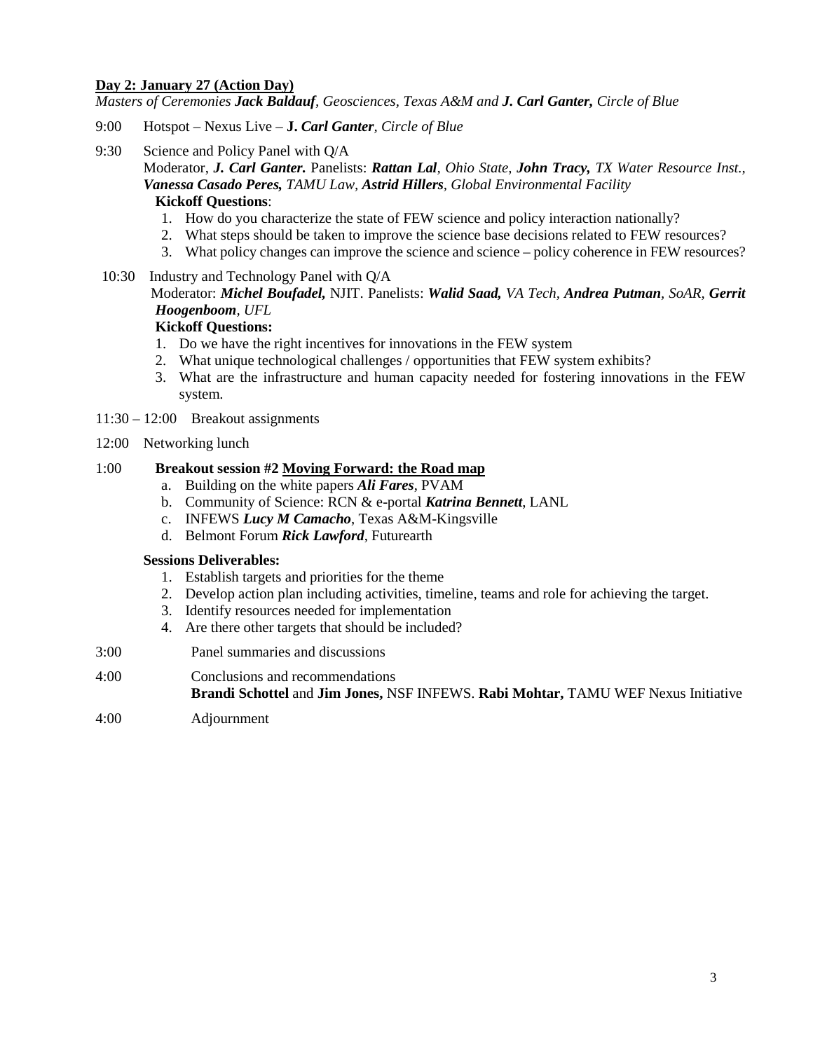**Day 2: January 27 (Action Day)**

*Masters of Ceremonies **Jack Baldauf**, Geosciences, Texas A&M and **J. Carl Ganter,** Circle of Blue*

9:00 Hotspot – Nexus Live – **J.** ***Carl Ganter****, Circle of Blue*

9:30 Science and Policy Panel with Q/A

Moderator, ***J. Carl Ganter.*** Panelists: ***Rattan Lal****, Ohio State,* ***John Tracy,*** *TX Water Resource Inst.,* ***Vanessa Casado Peres,*** *TAMU Law,* ***Astrid Hillers****, Global Environmental Facility*

**Kickoff Questions**:

1. How do you characterize the state of FEW science and policy interaction nationally?
2. What steps should be taken to improve the science base decisions related to FEW resources?
3. What policy changes can improve the science and science – policy coherence in FEW resources?

10:30 Industry and Technology Panel with Q/A

Moderator: ***Michel Boufadel,*** NJIT. Panelists: ***Walid Saad,*** *VA Tech,* ***Andrea Putman****, SoAR,* ***Gerrit Hoogenboom****, UFL*

**Kickoff Questions:**

1. Do we have the right incentives for innovations in the FEW system
2. What unique technological challenges / opportunities that FEW system exhibits?
3. What are the infrastructure and human capacity needed for fostering innovations in the FEW system.

11:30 – 12:00 Breakout assignments

12:00 Networking lunch

1:00 **Breakout session #2 Moving Forward: the Road map**

a. Building on the white papers ***Ali Fares***, PVAM
b. Community of Science: RCN & e-portal ***Katrina Bennett***, LANL
c. INFEWS ***Lucy M Camacho***, Texas A&M-Kingsville
d. Belmont Forum ***Rick Lawford***, Futurearth

**Sessions Deliverables:**

1. Establish targets and priorities for the theme
2. Develop action plan including activities, timeline, teams and role for achieving the target.
3. Identify resources needed for implementation
4. Are there other targets that should be included?

3:00 Panel summaries and discussions

4:00 Conclusions and recommendations

**Brandi Schottel** and **Jim Jones,** NSF INFEWS. **Rabi Mohtar,** TAMU WEF Nexus Initiative

4:00 Adjournment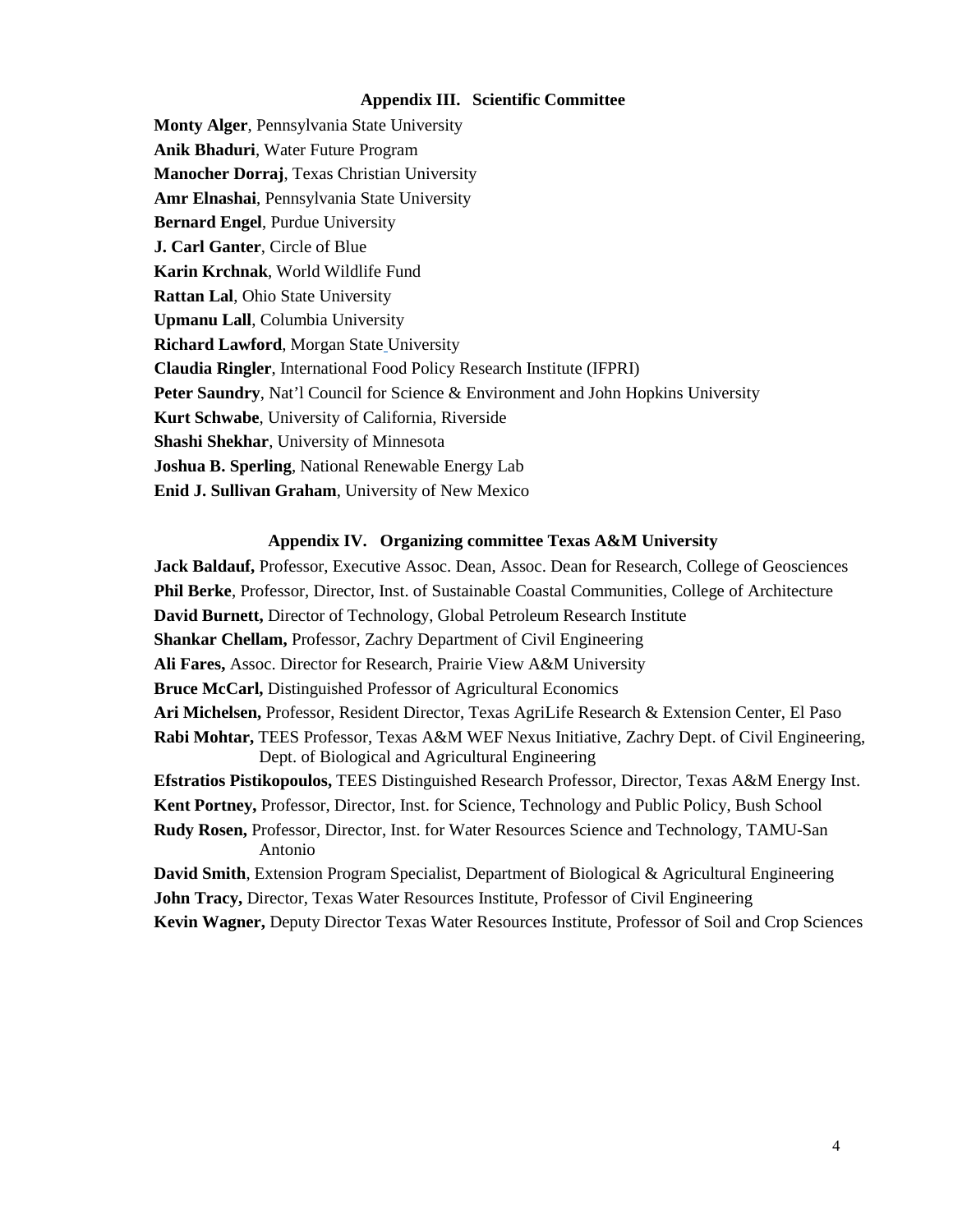## Appendix III. Scientific Committee

**Monty Alger**, Pennsylvania State University
**Anik Bhaduri**, Water Future Program
**Manocher Dorraj**, Texas Christian University
**Amr Elnashai**, Pennsylvania State University
**Bernard Engel**, Purdue University
**J. Carl Ganter**, Circle of Blue
**Karin Krchnak**, World Wildlife Fund
**Rattan Lal**, Ohio State University
**Upmanu Lall**, Columbia University
**Richard Lawford**, Morgan State University
**Claudia Ringler**, International Food Policy Research Institute (IFPRI)
**Peter Saundry**, Nat'l Council for Science & Environment and John Hopkins University
**Kurt Schwabe**, University of California, Riverside
**Shashi Shekhar**, University of Minnesota
**Joshua B. Sperling**, National Renewable Energy Lab
**Enid J. Sullivan Graham**, University of New Mexico

## Appendix IV. Organizing committee Texas A&M University

**Jack Baldauf,** Professor, Executive Assoc. Dean, Assoc. Dean for Research, College of Geosciences
**Phil Berke**, Professor, Director, Inst. of Sustainable Coastal Communities, College of Architecture
**David Burnett,** Director of Technology, Global Petroleum Research Institute
**Shankar Chellam,** Professor, Zachry Department of Civil Engineering
**Ali Fares,** Assoc. Director for Research, Prairie View A&M University
**Bruce McCarl,** Distinguished Professor of Agricultural Economics
**Ari Michelsen,** Professor, Resident Director, Texas AgriLife Research & Extension Center, El Paso
**Rabi Mohtar,** TEES Professor, Texas A&M WEF Nexus Initiative, Zachry Dept. of Civil Engineering, Dept. of Biological and Agricultural Engineering
**Efstratios Pistikopoulos,** TEES Distinguished Research Professor, Director, Texas A&M Energy Inst.
**Kent Portney,** Professor, Director, Inst. for Science, Technology and Public Policy, Bush School
**Rudy Rosen,** Professor, Director, Inst. for Water Resources Science and Technology, TAMU-San Antonio
**David Smith**, Extension Program Specialist, Department of Biological & Agricultural Engineering
**John Tracy,** Director, Texas Water Resources Institute, Professor of Civil Engineering
**Kevin Wagner,** Deputy Director Texas Water Resources Institute, Professor of Soil and Crop Sciences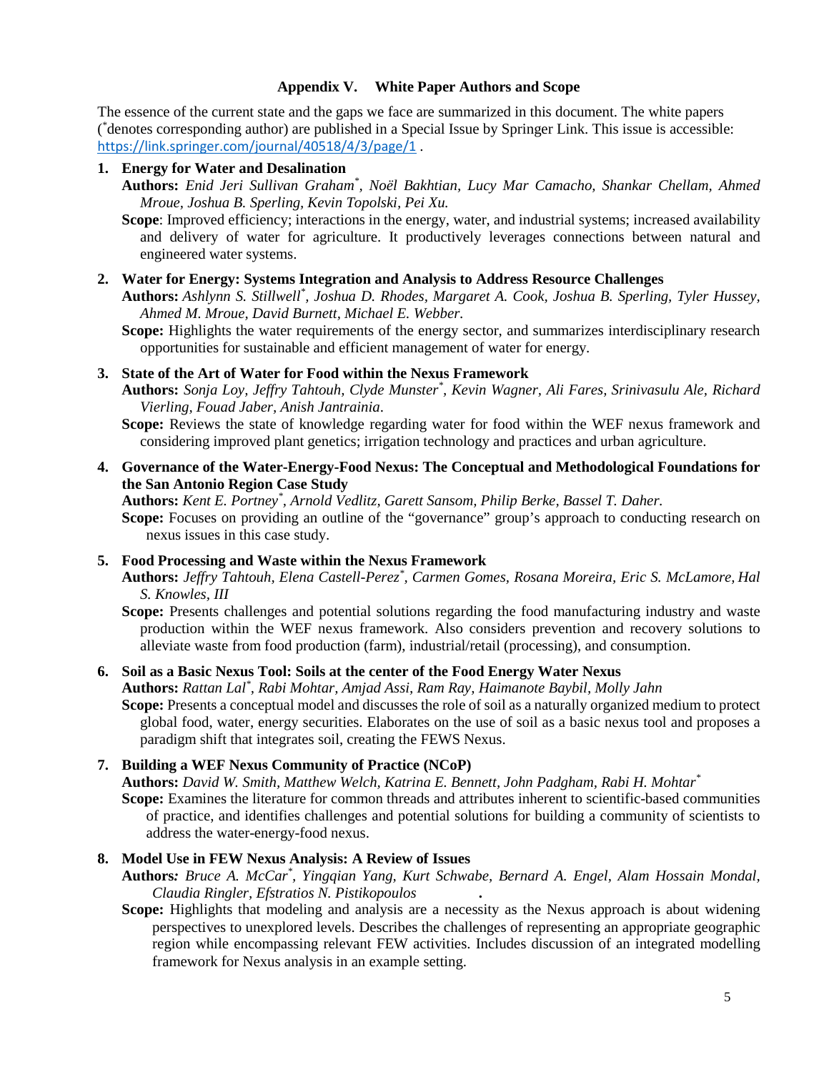## Appendix V. White Paper Authors and Scope

The essence of the current state and the gaps we face are summarized in this document. The white papers ([*]denotes corresponding author) are published in a Special Issue by Springer Link. This issue is accessible: https://link.springer.com/journal/40518/4/3/page/1 .

1. **Energy for Water and Desalination**

   **Authors:** *Enid Jeri Sullivan Graham[*], Noël Bakhtian, Lucy Mar Camacho, Shankar Chellam, Ahmed Mroue, Joshua B. Sperling, Kevin Topolski, Pei Xu.*

   **Scope**: Improved efficiency; interactions in the energy, water, and industrial systems; increased availability and delivery of water for agriculture. It productively leverages connections between natural and engineered water systems.

2. **Water for Energy: Systems Integration and Analysis to Address Resource Challenges**

   **Authors:** *Ashlynn S. Stillwell[*], Joshua D. Rhodes, Margaret A. Cook, Joshua B. Sperling, Tyler Hussey, Ahmed M. Mroue, David Burnett, Michael E. Webber.*

   **Scope:** Highlights the water requirements of the energy sector, and summarizes interdisciplinary research opportunities for sustainable and efficient management of water for energy.

3. **State of the Art of Water for Food within the Nexus Framework**

   **Authors:** *Sonja Loy, Jeffry Tahtouh, Clyde Munster[*], Kevin Wagner, Ali Fares, Srinivasulu Ale, Richard Vierling, Fouad Jaber, Anish Jantrainia.*

   **Scope:** Reviews the state of knowledge regarding water for food within the WEF nexus framework and considering improved plant genetics; irrigation technology and practices and urban agriculture.

4. **Governance of the Water-Energy-Food Nexus: The Conceptual and Methodological Foundations for the San Antonio Region Case Study**

   **Authors:** *Kent E. Portney[*], Arnold Vedlitz, Garett Sansom, Philip Berke, Bassel T. Daher.*

   **Scope:** Focuses on providing an outline of the "governance" group's approach to conducting research on nexus issues in this case study.

5. **Food Processing and Waste within the Nexus Framework**

   **Authors:** *Jeffry Tahtouh, Elena Castell-Perez[*], Carmen Gomes, Rosana Moreira, Eric S. McLamore, Hal S. Knowles, III*

   **Scope:** Presents challenges and potential solutions regarding the food manufacturing industry and waste production within the WEF nexus framework. Also considers prevention and recovery solutions to alleviate waste from food production (farm), industrial/retail (processing), and consumption.

6. **Soil as a Basic Nexus Tool: Soils at the center of the Food Energy Water Nexus**

   **Authors:** *Rattan Lal[*], Rabi Mohtar, Amjad Assi, Ram Ray, Haimanote Baybil, Molly Jahn*

   **Scope:** Presents a conceptual model and discusses the role of soil as a naturally organized medium to protect global food, water, energy securities. Elaborates on the use of soil as a basic nexus tool and proposes a paradigm shift that integrates soil, creating the FEWS Nexus.

7. **Building a WEF Nexus Community of Practice (NCoP)**

   **Authors:** *David W. Smith, Matthew Welch, Katrina E. Bennett, John Padgham, Rabi H. Mohtar[*]*

   **Scope:** Examines the literature for common threads and attributes inherent to scientific-based communities of practice, and identifies challenges and potential solutions for building a community of scientists to address the water-energy-food nexus.

8. **Model Use in FEW Nexus Analysis: A Review of Issues**

   **Authors***:* *Bruce A. McCar[*], Yingqian Yang, Kurt Schwabe, Bernard A. Engel, Alam Hossain Mondal, Claudia Ringler, Efstratios N. Pistikopoulos* .

   **Scope:** Highlights that modeling and analysis are a necessity as the Nexus approach is about widening perspectives to unexplored levels. Describes the challenges of representing an appropriate geographic region while encompassing relevant FEW activities. Includes discussion of an integrated modelling framework for Nexus analysis in an example setting.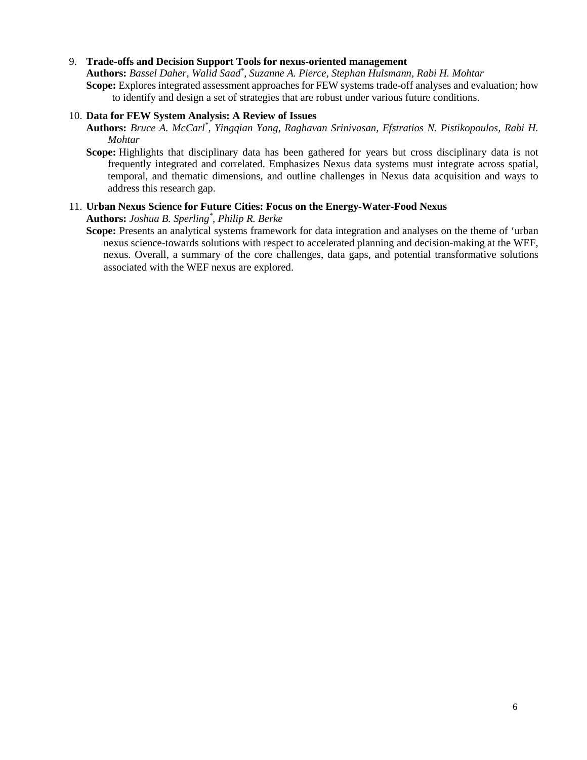9. **Trade-offs and Decision Support Tools for nexus-oriented management**
   **Authors:** *Bassel Daher, Walid Saad*[*]*, Suzanne A. Pierce, Stephan Hulsmann, Rabi H. Mohtar*
   **Scope:** Explores integrated assessment approaches for FEW systems trade-off analyses and evaluation; how to identify and design a set of strategies that are robust under various future conditions.

10. **Data for FEW System Analysis: A Review of Issues**
    **Authors:** *Bruce A. McCarl*[*]*, Yingqian Yang, Raghavan Srinivasan, Efstratios N. Pistikopoulos, Rabi H. Mohtar*
    **Scope:** Highlights that disciplinary data has been gathered for years but cross disciplinary data is not frequently integrated and correlated. Emphasizes Nexus data systems must integrate across spatial, temporal, and thematic dimensions, and outline challenges in Nexus data acquisition and ways to address this research gap.

11. **Urban Nexus Science for Future Cities: Focus on the Energy-Water-Food Nexus**
    **Authors:** *Joshua B. Sperling*[*]*, Philip R. Berke*
    **Scope:** Presents an analytical systems framework for data integration and analyses on the theme of 'urban nexus science-towards solutions with respect to accelerated planning and decision-making at the WEF, nexus. Overall, a summary of the core challenges, data gaps, and potential transformative solutions associated with the WEF nexus are explored.